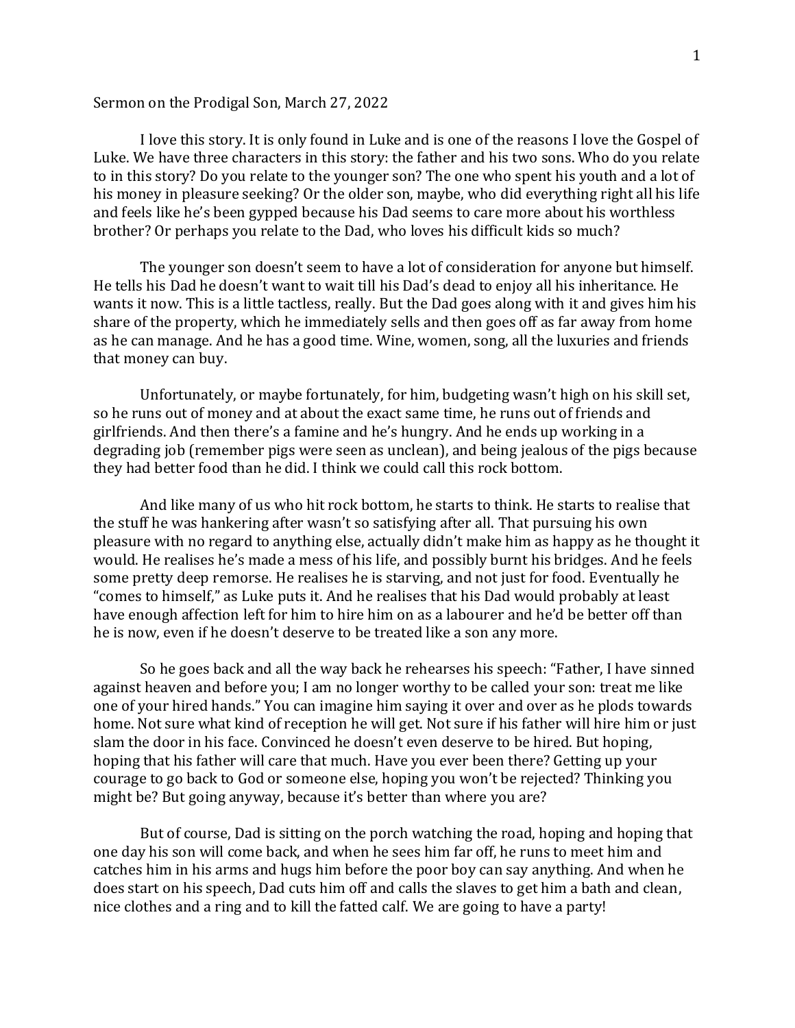Sermon on the Prodigal Son, March 27, 2022

I love this story. It is only found in Luke and is one of the reasons I love the Gospel of Luke. We have three characters in this story: the father and his two sons. Who do you relate to in this story? Do you relate to the younger son? The one who spent his youth and a lot of his money in pleasure seeking? Or the older son, maybe, who did everything right all his life and feels like he's been gypped because his Dad seems to care more about his worthless brother? Or perhaps you relate to the Dad, who loves his difficult kids so much?

The younger son doesn't seem to have a lot of consideration for anyone but himself. He tells his Dad he doesn't want to wait till his Dad's dead to enjoy all his inheritance. He wants it now. This is a little tactless, really. But the Dad goes along with it and gives him his share of the property, which he immediately sells and then goes off as far away from home as he can manage. And he has a good time. Wine, women, song, all the luxuries and friends that money can buy.

Unfortunately, or maybe fortunately, for him, budgeting wasn't high on his skill set, so he runs out of money and at about the exact same time, he runs out of friends and girlfriends. And then there's a famine and he's hungry. And he ends up working in a degrading job (remember pigs were seen as unclean), and being jealous of the pigs because they had better food than he did. I think we could call this rock bottom.

And like many of us who hit rock bottom, he starts to think. He starts to realise that the stuff he was hankering after wasn't so satisfying after all. That pursuing his own pleasure with no regard to anything else, actually didn't make him as happy as he thought it would. He realises he's made a mess of his life, and possibly burnt his bridges. And he feels some pretty deep remorse. He realises he is starving, and not just for food. Eventually he "comes to himself," as Luke puts it. And he realises that his Dad would probably at least have enough affection left for him to hire him on as a labourer and he'd be better off than he is now, even if he doesn't deserve to be treated like a son any more.

So he goes back and all the way back he rehearses his speech: "Father, I have sinned against heaven and before you; I am no longer worthy to be called your son: treat me like one of your hired hands." You can imagine him saying it over and over as he plods towards home. Not sure what kind of reception he will get. Not sure if his father will hire him or just slam the door in his face. Convinced he doesn't even deserve to be hired. But hoping, hoping that his father will care that much. Have you ever been there? Getting up your courage to go back to God or someone else, hoping you won't be rejected? Thinking you might be? But going anyway, because it's better than where you are?

But of course, Dad is sitting on the porch watching the road, hoping and hoping that one day his son will come back, and when he sees him far off, he runs to meet him and catches him in his arms and hugs him before the poor boy can say anything. And when he does start on his speech, Dad cuts him off and calls the slaves to get him a bath and clean, nice clothes and a ring and to kill the fatted calf. We are going to have a party!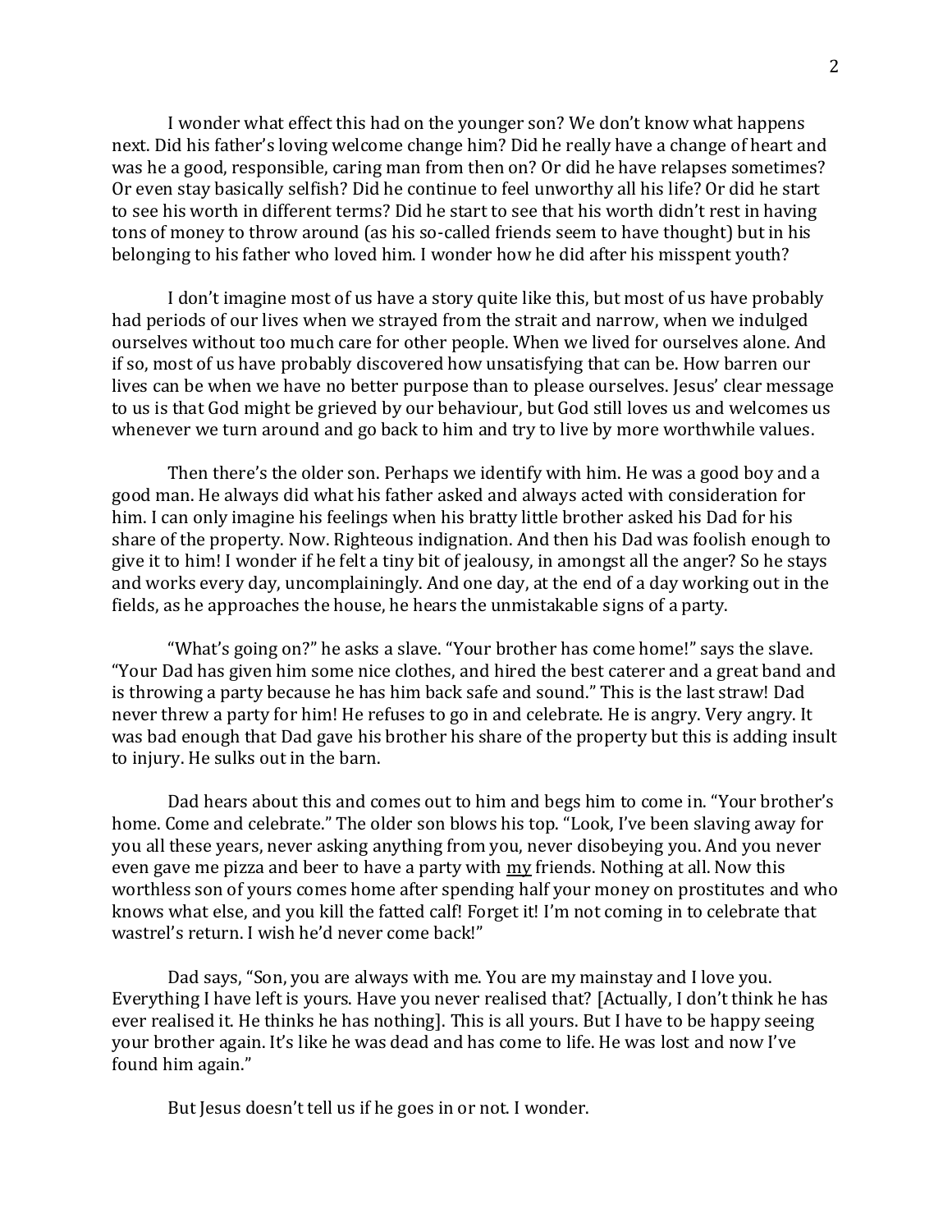I wonder what effect this had on the younger son? We don't know what happens next. Did his father's loving welcome change him? Did he really have a change of heart and was he a good, responsible, caring man from then on? Or did he have relapses sometimes? Or even stay basically selfish? Did he continue to feel unworthy all his life? Or did he start to see his worth in different terms? Did he start to see that his worth didn't rest in having tons of money to throw around (as his so-called friends seem to have thought) but in his belonging to his father who loved him. I wonder how he did after his misspent youth?

I don't imagine most of us have a story quite like this, but most of us have probably had periods of our lives when we strayed from the strait and narrow, when we indulged ourselves without too much care for other people. When we lived for ourselves alone. And if so, most of us have probably discovered how unsatisfying that can be. How barren our lives can be when we have no better purpose than to please ourselves. Jesus' clear message to us is that God might be grieved by our behaviour, but God still loves us and welcomes us whenever we turn around and go back to him and try to live by more worthwhile values.

Then there's the older son. Perhaps we identify with him. He was a good boy and a good man. He always did what his father asked and always acted with consideration for him. I can only imagine his feelings when his bratty little brother asked his Dad for his share of the property. Now. Righteous indignation. And then his Dad was foolish enough to give it to him! I wonder if he felt a tiny bit of jealousy, in amongst all the anger? So he stays and works every day, uncomplainingly. And one day, at the end of a day working out in the fields, as he approaches the house, he hears the unmistakable signs of a party.

"What's going on?" he asks a slave. "Your brother has come home!" says the slave. "Your Dad has given him some nice clothes, and hired the best caterer and a great band and is throwing a party because he has him back safe and sound." This is the last straw! Dad never threw a party for him! He refuses to go in and celebrate. He is angry. Very angry. It was bad enough that Dad gave his brother his share of the property but this is adding insult to injury. He sulks out in the barn.

Dad hears about this and comes out to him and begs him to come in. "Your brother's home. Come and celebrate." The older son blows his top. "Look, I've been slaving away for you all these years, never asking anything from you, never disobeying you. And you never even gave me pizza and beer to have a party with <u>my</u> friends. Nothing at all. Now this worthless son of yours comes home after spending half your money on prostitutes and who knows what else, and you kill the fatted calf! Forget it! I'm not coming in to celebrate that wastrel's return. I wish he'd never come back!"

Dad says, "Son, you are always with me. You are my mainstay and I love you. Everything I have left is yours. Have you never realised that? [Actually, I don't think he has ever realised it. He thinks he has nothing]. This is all yours. But I have to be happy seeing your brother again. It's like he was dead and has come to life. He was lost and now I've found him again."

But Jesus doesn't tell us if he goes in or not. I wonder.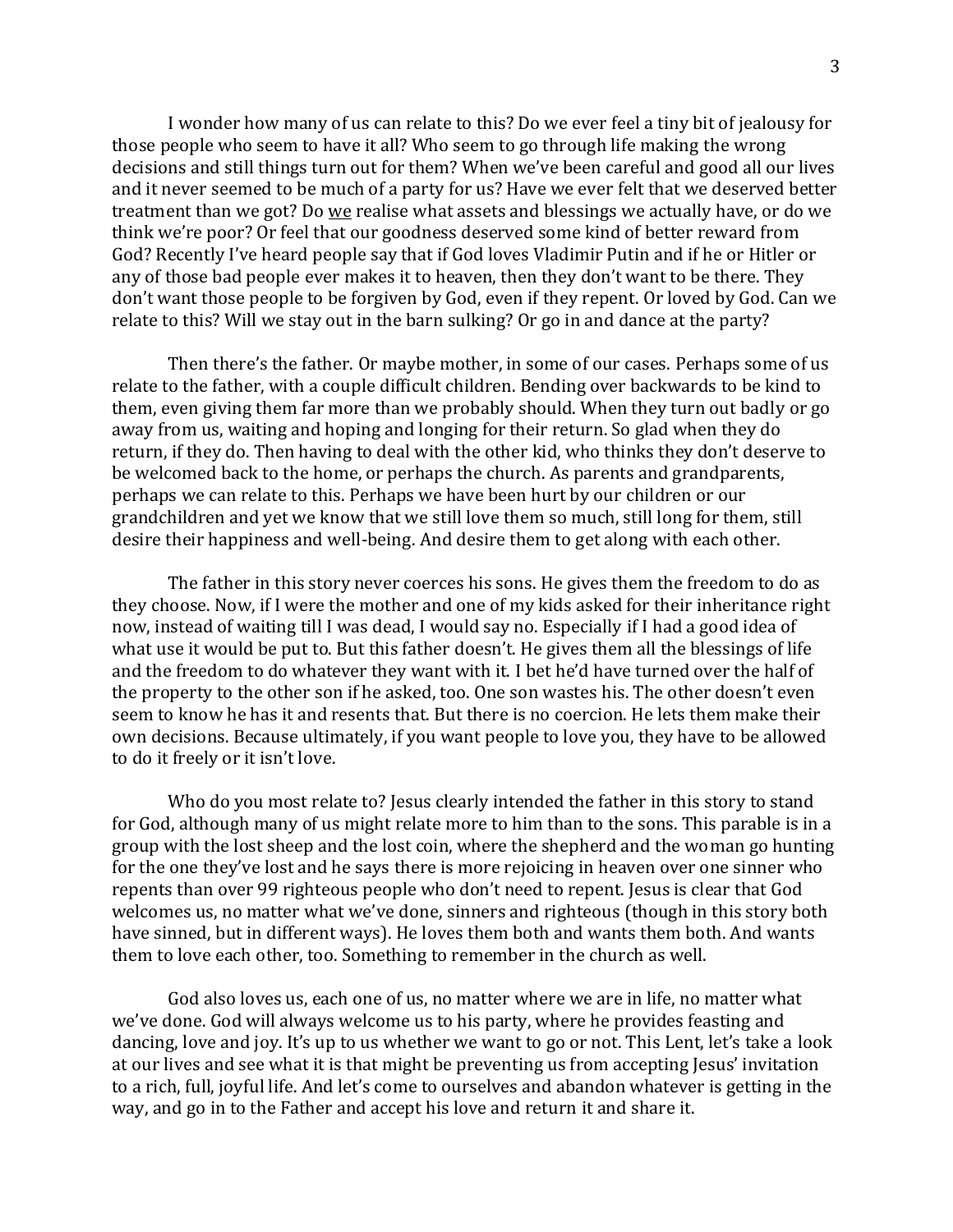I wonder how many of us can relate to this? Do we ever feel a tiny bit of jealousy for those people who seem to have it all? Who seem to go through life making the wrong decisions and still things turn out for them? When we've been careful and good all our lives and it never seemed to be much of a party for us? Have we ever felt that we deserved better treatment than we got? Do <u>we</u> realise what assets and blessings we actually have, or do we think we're poor? Or feel that our goodness deserved some kind of better reward from God? Recently I've heard people say that if God loves Vladimir Putin and if he or Hitler or any of those bad people ever makes it to heaven, then they don't want to be there. They don't want those people to be forgiven by God, even if they repent. Or loved by God. Can we relate to this? Will we stay out in the barn sulking? Or go in and dance at the party?

Then there's the father. Or maybe mother, in some of our cases. Perhaps some of us relate to the father, with a couple difficult children. Bending over backwards to be kind to them, even giving them far more than we probably should. When they turn out badly or go away from us, waiting and hoping and longing for their return. So glad when they do return, if they do. Then having to deal with the other kid, who thinks they don't deserve to be welcomed back to the home, or perhaps the church. As parents and grandparents, perhaps we can relate to this. Perhaps we have been hurt by our children or our grandchildren and yet we know that we still love them so much, still long for them, still desire their happiness and well-being. And desire them to get along with each other.

The father in this story never coerces his sons. He gives them the freedom to do as they choose. Now, if I were the mother and one of my kids asked for their inheritance right now, instead of waiting till I was dead, I would say no. Especially if I had a good idea of what use it would be put to. But this father doesn't. He gives them all the blessings of life and the freedom to do whatever they want with it. I bet he'd have turned over the half of the property to the other son if he asked, too. One son wastes his. The other doesn't even seem to know he has it and resents that. But there is no coercion. He lets them make their own decisions. Because ultimately, if you want people to love you, they have to be allowed to do it freely or it isn't love.

Who do you most relate to? Jesus clearly intended the father in this story to stand for God, although many of us might relate more to him than to the sons. This parable is in a group with the lost sheep and the lost coin, where the shepherd and the woman go hunting for the one they've lost and he says there is more rejoicing in heaven over one sinner who repents than over 99 righteous people who don't need to repent. Jesus is clear that God welcomes us, no matter what we've done, sinners and righteous (though in this story both have sinned, but in different ways). He loves them both and wants them both. And wants them to love each other, too. Something to remember in the church as well.

God also loves us, each one of us, no matter where we are in life, no matter what we've done. God will always welcome us to his party, where he provides feasting and dancing, love and joy. It's up to us whether we want to go or not. This Lent, let's take a look at our lives and see what it is that might be preventing us from accepting Jesus' invitation to a rich, full, joyful life. And let's come to ourselves and abandon whatever is getting in the way, and go in to the Father and accept his love and return it and share it.